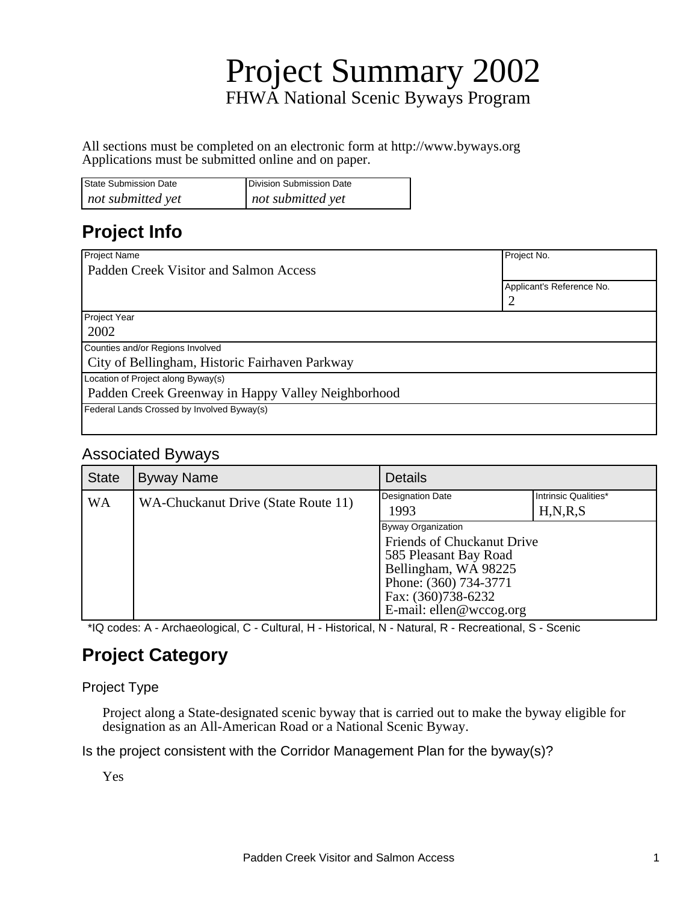# Project Summary 2002

FHWA National Scenic Byways Program

All sections must be completed on an electronic form at http://www.byways.org
Applications must be submitted online and on paper.

| State Submission Date | Division Submission Date |
|---|---|
| *not submitted yet* | *not submitted yet* |

## Project Info

| Field | Value |
|---|---|
| Project Name | Padden Creek Visitor and Salmon Access |
| Project No. | |
| Applicant's Reference No. | 2 |
| Project Year | 2002 |
| Counties and/or Regions Involved | City of Bellingham, Historic Fairhaven Parkway |
| Location of Project along Byway(s) | Padden Creek Greenway in Happy Valley Neighborhood |
| Federal Lands Crossed by Involved Byway(s) | |

### Associated Byways

| State | Byway Name | Designation Date | Intrinsic Qualities* | Byway Organization |
|---|---|---|---|---|
| WA | WA-Chuckanut Drive (State Route 11) | 1993 | H,N,R,S | Friends of Chuckanut Drive<br>585 Pleasant Bay Road<br>Bellingham, WA 98225<br>Phone: (360) 734-3771<br>Fax: (360)738-6232<br>E-mail: ellen@wccog.org |

*IQ codes: A - Archaeological, C - Cultural, H - Historical, N - Natural, R - Recreational, S - Scenic

## Project Category

### Project Type

Project along a State-designated scenic byway that is carried out to make the byway eligible for designation as an All-American Road or a National Scenic Byway.

### Is the project consistent with the Corridor Management Plan for the byway(s)?

Yes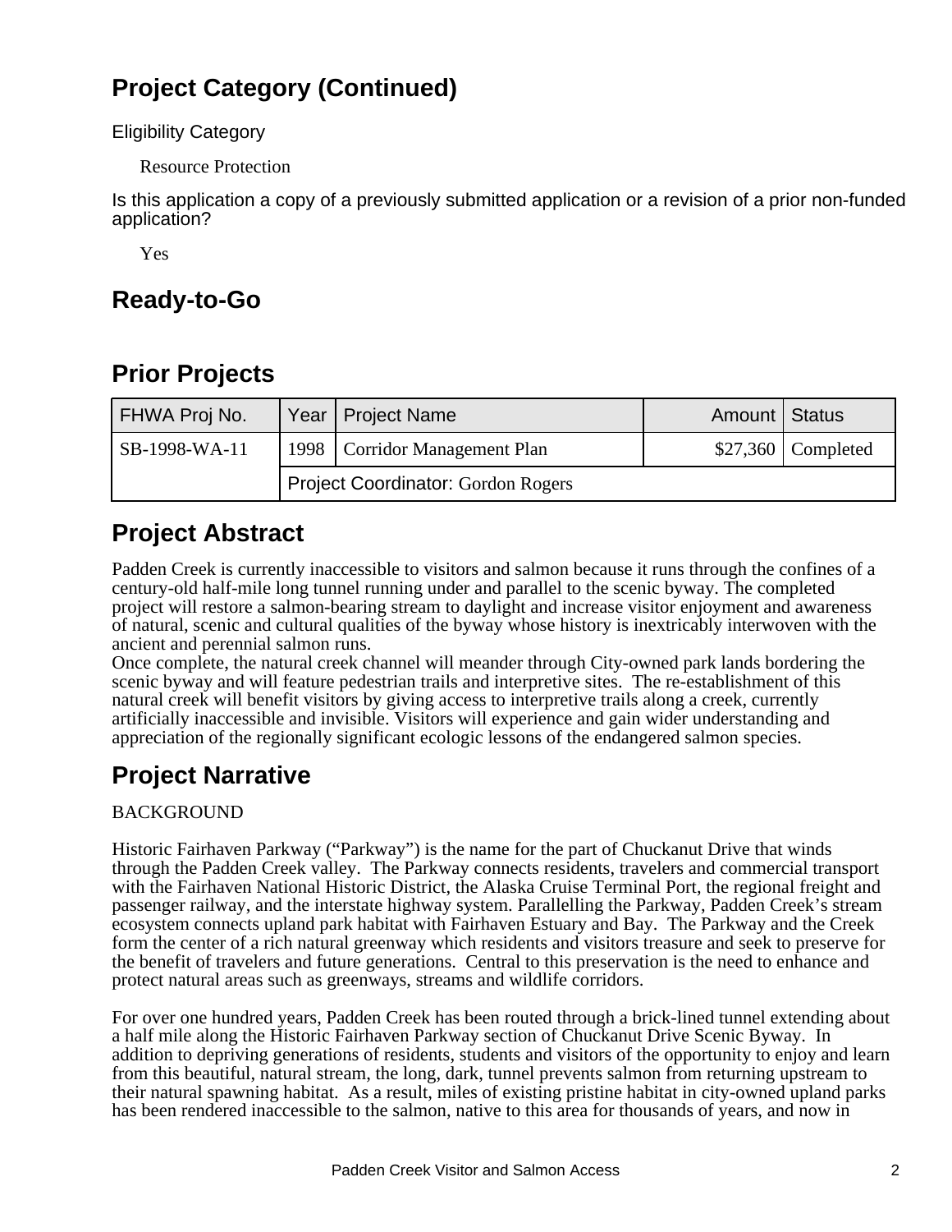## Project Category (Continued)

Eligibility Category

Resource Protection

Is this application a copy of a previously submitted application or a revision of a prior non-funded application?

Yes

## Ready-to-Go

## Prior Projects

| FHWA Proj No. | Year | Project Name | Amount | Status |
|---|---|---|---|---|
| SB-1998-WA-11 | 1998 | Corridor Management Plan | $27,360 | Completed |
| | Project Coordinator: Gordon Rogers | | | |

## Project Abstract

Padden Creek is currently inaccessible to visitors and salmon because it runs through the confines of a century-old half-mile long tunnel running under and parallel to the scenic byway. The completed project will restore a salmon-bearing stream to daylight and increase visitor enjoyment and awareness of natural, scenic and cultural qualities of the byway whose history is inextricably interwoven with the ancient and perennial salmon runs.

Once complete, the natural creek channel will meander through City-owned park lands bordering the scenic byway and will feature pedestrian trails and interpretive sites. The re-establishment of this natural creek will benefit visitors by giving access to interpretive trails along a creek, currently artificially inaccessible and invisible. Visitors will experience and gain wider understanding and appreciation of the regionally significant ecologic lessons of the endangered salmon species.

## Project Narrative

BACKGROUND

Historic Fairhaven Parkway ("Parkway") is the name for the part of Chuckanut Drive that winds through the Padden Creek valley. The Parkway connects residents, travelers and commercial transport with the Fairhaven National Historic District, the Alaska Cruise Terminal Port, the regional freight and passenger railway, and the interstate highway system. Parallelling the Parkway, Padden Creek's stream ecosystem connects upland park habitat with Fairhaven Estuary and Bay. The Parkway and the Creek form the center of a rich natural greenway which residents and visitors treasure and seek to preserve for the benefit of travelers and future generations. Central to this preservation is the need to enhance and protect natural areas such as greenways, streams and wildlife corridors.

For over one hundred years, Padden Creek has been routed through a brick-lined tunnel extending about a half mile along the Historic Fairhaven Parkway section of Chuckanut Drive Scenic Byway. In addition to depriving generations of residents, students and visitors of the opportunity to enjoy and learn from this beautiful, natural stream, the long, dark, tunnel prevents salmon from returning upstream to their natural spawning habitat. As a result, miles of existing pristine habitat in city-owned upland parks has been rendered inaccessible to the salmon, native to this area for thousands of years, and now in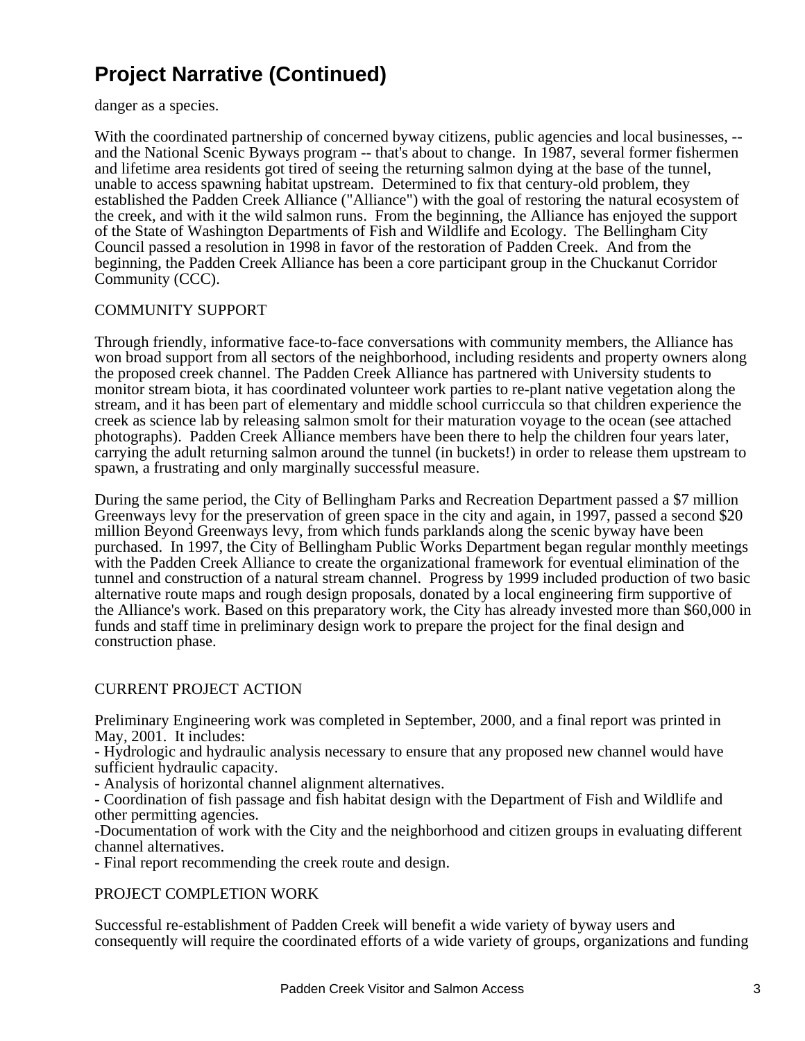# Project Narrative (Continued)

danger as a species.

With the coordinated partnership of concerned byway citizens, public agencies and local businesses, -- and the National Scenic Byways program -- that's about to change. In 1987, several former fishermen and lifetime area residents got tired of seeing the returning salmon dying at the base of the tunnel, unable to access spawning habitat upstream. Determined to fix that century-old problem, they established the Padden Creek Alliance ("Alliance") with the goal of restoring the natural ecosystem of the creek, and with it the wild salmon runs. From the beginning, the Alliance has enjoyed the support of the State of Washington Departments of Fish and Wildlife and Ecology. The Bellingham City Council passed a resolution in 1998 in favor of the restoration of Padden Creek. And from the beginning, the Padden Creek Alliance has been a core participant group in the Chuckanut Corridor Community (CCC).

COMMUNITY SUPPORT

Through friendly, informative face-to-face conversations with community members, the Alliance has won broad support from all sectors of the neighborhood, including residents and property owners along the proposed creek channel. The Padden Creek Alliance has partnered with University students to monitor stream biota, it has coordinated volunteer work parties to re-plant native vegetation along the stream, and it has been part of elementary and middle school curriccula so that children experience the creek as science lab by releasing salmon smolt for their maturation voyage to the ocean (see attached photographs). Padden Creek Alliance members have been there to help the children four years later, carrying the adult returning salmon around the tunnel (in buckets!) in order to release them upstream to spawn, a frustrating and only marginally successful measure.

During the same period, the City of Bellingham Parks and Recreation Department passed a $7 million Greenways levy for the preservation of green space in the city and again, in 1997, passed a second $20 million Beyond Greenways levy, from which funds parklands along the scenic byway have been purchased. In 1997, the City of Bellingham Public Works Department began regular monthly meetings with the Padden Creek Alliance to create the organizational framework for eventual elimination of the tunnel and construction of a natural stream channel. Progress by 1999 included production of two basic alternative route maps and rough design proposals, donated by a local engineering firm supportive of the Alliance's work. Based on this preparatory work, the City has already invested more than $60,000 in funds and staff time in preliminary design work to prepare the project for the final design and construction phase.

CURRENT PROJECT ACTION

Preliminary Engineering work was completed in September, 2000, and a final report was printed in May, 2001. It includes:

- Hydrologic and hydraulic analysis necessary to ensure that any proposed new channel would have sufficient hydraulic capacity.
- Analysis of horizontal channel alignment alternatives.
- Coordination of fish passage and fish habitat design with the Department of Fish and Wildlife and other permitting agencies.
- Documentation of work with the City and the neighborhood and citizen groups in evaluating different channel alternatives.
- Final report recommending the creek route and design.

PROJECT COMPLETION WORK

Successful re-establishment of Padden Creek will benefit a wide variety of byway users and consequently will require the coordinated efforts of a wide variety of groups, organizations and funding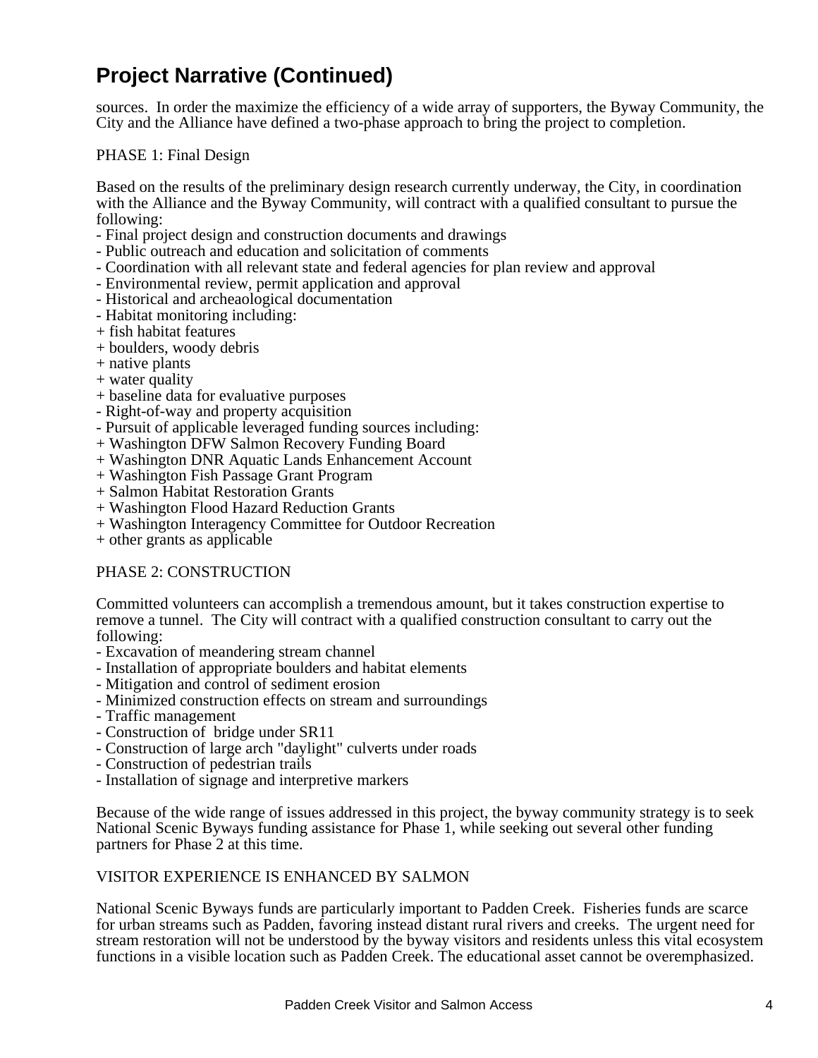# Project Narrative (Continued)

sources.  In order the maximize the efficiency of a wide array of supporters, the Byway Community, the City and the Alliance have defined a two-phase approach to bring the project to completion.

PHASE 1: Final Design

Based on the results of the preliminary design research currently underway, the City, in coordination with the Alliance and the Byway Community, will contract with a qualified consultant to pursue the following:
- Final project design and construction documents and drawings
- Public outreach and education and solicitation of comments
- Coordination with all relevant state and federal agencies for plan review and approval
- Environmental review, permit application and approval
- Historical and archeaological documentation
- Habitat monitoring including:
+ fish habitat features
+ boulders, woody debris
+ native plants
+ water quality
+ baseline data for evaluative purposes
- Right-of-way and property acquisition
- Pursuit of applicable leveraged funding sources including:
+ Washington DFW Salmon Recovery Funding Board
+ Washington DNR Aquatic Lands Enhancement Account
+ Washington Fish Passage Grant Program
+ Salmon Habitat Restoration Grants
+ Washington Flood Hazard Reduction Grants
+ Washington Interagency Committee for Outdoor Recreation
+ other grants as applicable

PHASE 2: CONSTRUCTION

Committed volunteers can accomplish a tremendous amount, but it takes construction expertise to remove a tunnel.  The City will contract with a qualified construction consultant to carry out the following:
- Excavation of meandering stream channel
- Installation of appropriate boulders and habitat elements
- Mitigation and control of sediment erosion
- Minimized construction effects on stream and surroundings
- Traffic management
- Construction of  bridge under SR11
- Construction of large arch "daylight" culverts under roads
- Construction of pedestrian trails
- Installation of signage and interpretive markers

Because of the wide range of issues addressed in this project, the byway community strategy is to seek National Scenic Byways funding assistance for Phase 1, while seeking out several other funding partners for Phase 2 at this time.

VISITOR EXPERIENCE IS ENHANCED BY SALMON

National Scenic Byways funds are particularly important to Padden Creek.  Fisheries funds are scarce for urban streams such as Padden, favoring instead distant rural rivers and creeks.  The urgent need for stream restoration will not be understood by the byway visitors and residents unless this vital ecosystem functions in a visible location such as Padden Creek. The educational asset cannot be overemphasized.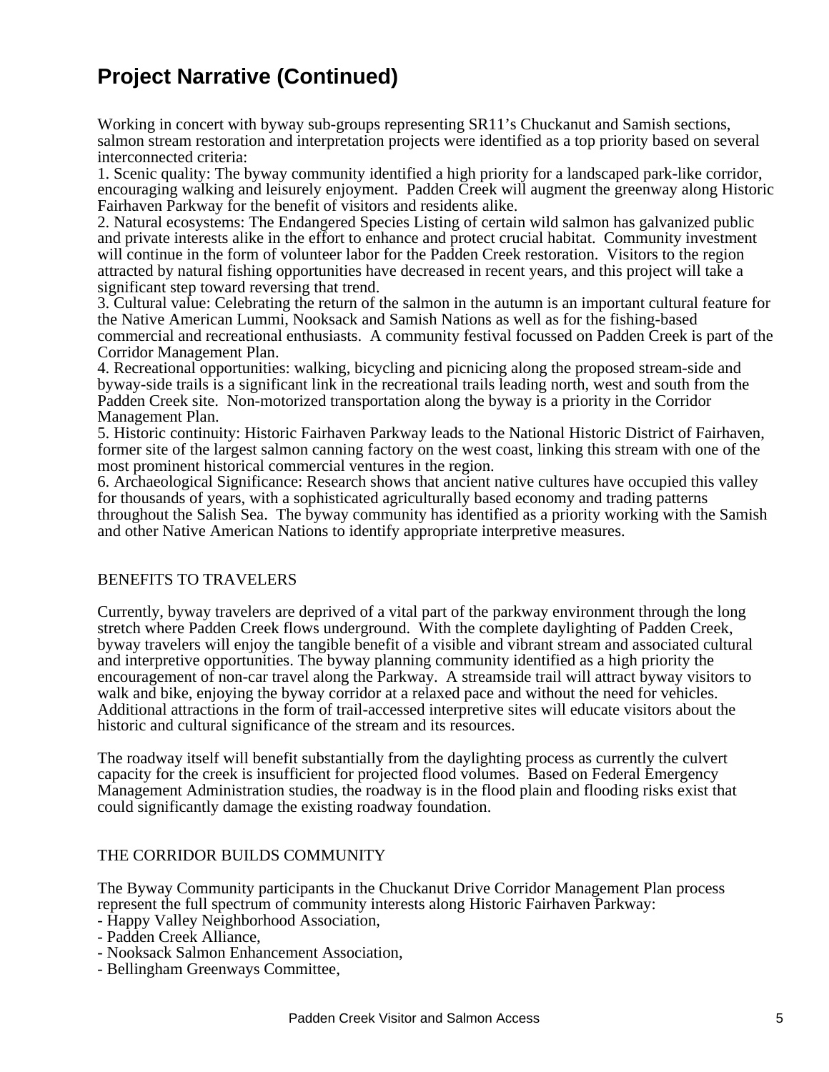# Project Narrative (Continued)

Working in concert with byway sub-groups representing SR11's Chuckanut and Samish sections, salmon stream restoration and interpretation projects were identified as a top priority based on several interconnected criteria:

1. Scenic quality: The byway community identified a high priority for a landscaped park-like corridor, encouraging walking and leisurely enjoyment. Padden Creek will augment the greenway along Historic Fairhaven Parkway for the benefit of visitors and residents alike.
2. Natural ecosystems: The Endangered Species Listing of certain wild salmon has galvanized public and private interests alike in the effort to enhance and protect crucial habitat. Community investment will continue in the form of volunteer labor for the Padden Creek restoration. Visitors to the region attracted by natural fishing opportunities have decreased in recent years, and this project will take a significant step toward reversing that trend.
3. Cultural value: Celebrating the return of the salmon in the autumn is an important cultural feature for the Native American Lummi, Nooksack and Samish Nations as well as for the fishing-based commercial and recreational enthusiasts. A community festival focussed on Padden Creek is part of the Corridor Management Plan.
4. Recreational opportunities: walking, bicycling and picnicing along the proposed stream-side and byway-side trails is a significant link in the recreational trails leading north, west and south from the Padden Creek site. Non-motorized transportation along the byway is a priority in the Corridor Management Plan.
5. Historic continuity: Historic Fairhaven Parkway leads to the National Historic District of Fairhaven, former site of the largest salmon canning factory on the west coast, linking this stream with one of the most prominent historical commercial ventures in the region.
6. Archaeological Significance: Research shows that ancient native cultures have occupied this valley for thousands of years, with a sophisticated agriculturally based economy and trading patterns throughout the Salish Sea. The byway community has identified as a priority working with the Samish and other Native American Nations to identify appropriate interpretive measures.

BENEFITS TO TRAVELERS

Currently, byway travelers are deprived of a vital part of the parkway environment through the long stretch where Padden Creek flows underground. With the complete daylighting of Padden Creek, byway travelers will enjoy the tangible benefit of a visible and vibrant stream and associated cultural and interpretive opportunities. The byway planning community identified as a high priority the encouragement of non-car travel along the Parkway. A streamside trail will attract byway visitors to walk and bike, enjoying the byway corridor at a relaxed pace and without the need for vehicles. Additional attractions in the form of trail-accessed interpretive sites will educate visitors about the historic and cultural significance of the stream and its resources.

The roadway itself will benefit substantially from the daylighting process as currently the culvert capacity for the creek is insufficient for projected flood volumes. Based on Federal Emergency Management Administration studies, the roadway is in the flood plain and flooding risks exist that could significantly damage the existing roadway foundation.

THE CORRIDOR BUILDS COMMUNITY

The Byway Community participants in the Chuckanut Drive Corridor Management Plan process represent the full spectrum of community interests along Historic Fairhaven Parkway:

- Happy Valley Neighborhood Association,
- Padden Creek Alliance,
- Nooksack Salmon Enhancement Association,
- Bellingham Greenways Committee,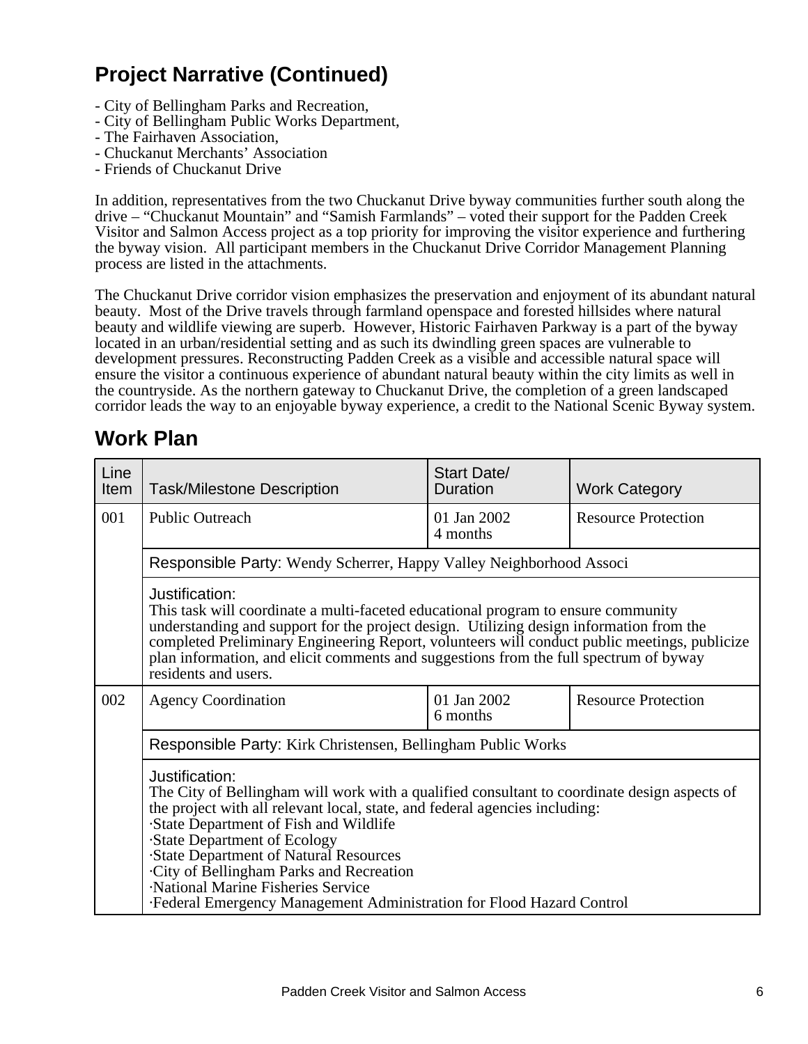## Project Narrative (Continued)

- City of Bellingham Parks and Recreation,
- City of Bellingham Public Works Department,
- The Fairhaven Association,
- Chuckanut Merchants' Association
- Friends of Chuckanut Drive

In addition, representatives from the two Chuckanut Drive byway communities further south along the drive – "Chuckanut Mountain" and "Samish Farmlands" – voted their support for the Padden Creek Visitor and Salmon Access project as a top priority for improving the visitor experience and furthering the byway vision. All participant members in the Chuckanut Drive Corridor Management Planning process are listed in the attachments.

The Chuckanut Drive corridor vision emphasizes the preservation and enjoyment of its abundant natural beauty. Most of the Drive travels through farmland openspace and forested hillsides where natural beauty and wildlife viewing are superb. However, Historic Fairhaven Parkway is a part of the byway located in an urban/residential setting and as such its dwindling green spaces are vulnerable to development pressures. Reconstructing Padden Creek as a visible and accessible natural space will ensure the visitor a continuous experience of abundant natural beauty within the city limits as well in the countryside. As the northern gateway to Chuckanut Drive, the completion of a green landscaped corridor leads the way to an enjoyable byway experience, a credit to the National Scenic Byway system.

## Work Plan

| Line Item | Task/Milestone Description | Start Date/ Duration | Work Category |
|---|---|---|---|
| 001 | Public Outreach | 01 Jan 2002<br>4 months | Resource Protection |
| | Responsible Party: Wendy Scherrer, Happy Valley Neighborhood Associ | | |
| | Justification:<br>This task will coordinate a multi-faceted educational program to ensure community understanding and support for the project design. Utilizing design information from the completed Preliminary Engineering Report, volunteers will conduct public meetings, publicize plan information, and elicit comments and suggestions from the full spectrum of byway residents and users. | | |
| 002 | Agency Coordination | 01 Jan 2002<br>6 months | Resource Protection |
| | Responsible Party: Kirk Christensen, Bellingham Public Works | | |
| | Justification:<br>The City of Bellingham will work with a qualified consultant to coordinate design aspects of the project with all relevant local, state, and federal agencies including:<br>·State Department of Fish and Wildlife<br>·State Department of Ecology<br>·State Department of Natural Resources<br>·City of Bellingham Parks and Recreation<br>·National Marine Fisheries Service<br>·Federal Emergency Management Administration for Flood Hazard Control | | |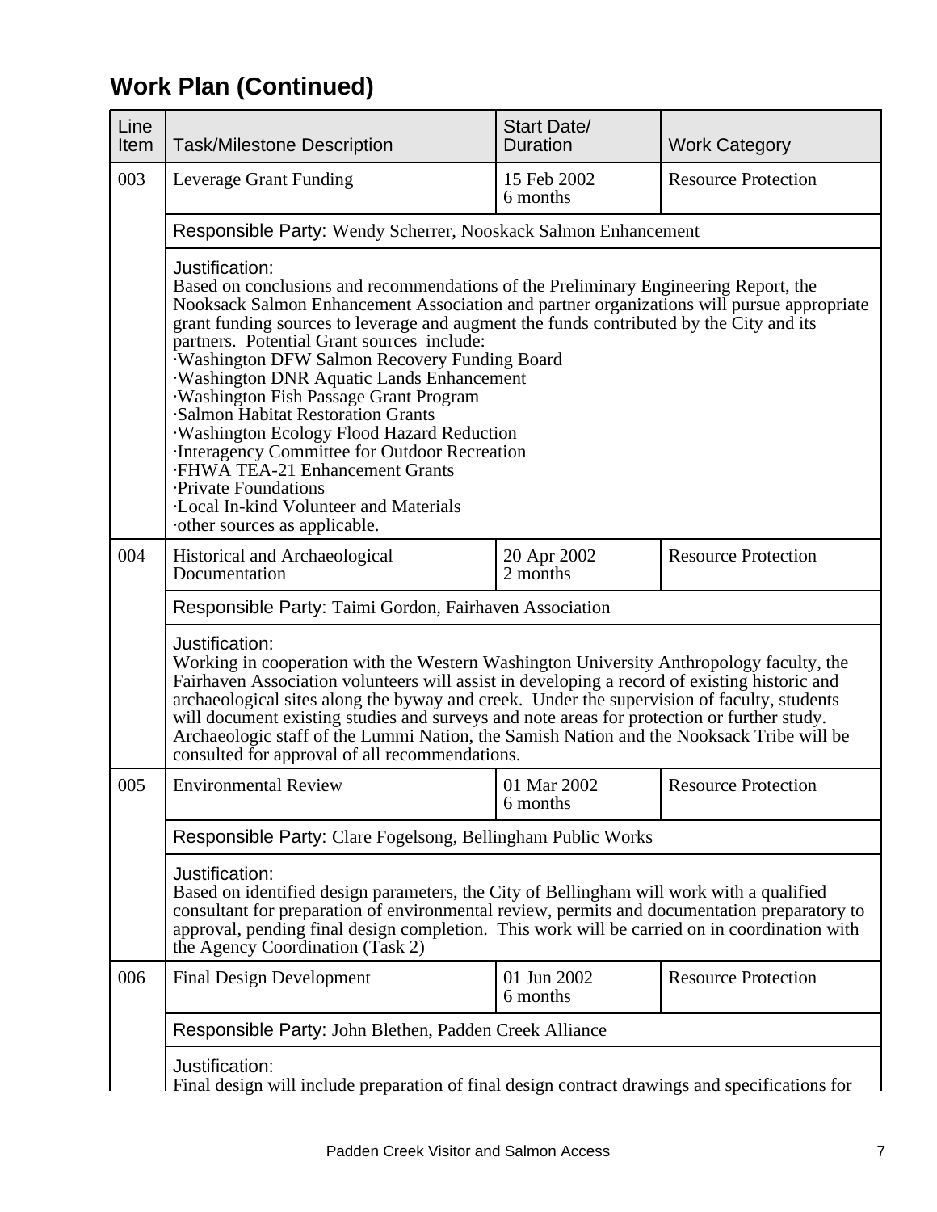## Work Plan (Continued)

| Line Item | Task/Milestone Description | Start Date/ Duration | Work Category |
|---|---|---|---|
| 003 | Leverage Grant Funding | 15 Feb 2002<br>6 months | Resource Protection |
| | Responsible Party: Wendy Scherrer, Nooskack Salmon Enhancement | | |
| | Justification:<br>Based on conclusions and recommendations of the Preliminary Engineering Report, the Nooksack Salmon Enhancement Association and partner organizations will pursue appropriate grant funding sources to leverage and augment the funds contributed by the City and its partners. Potential Grant sources include:<br>·Washington DFW Salmon Recovery Funding Board<br>·Washington DNR Aquatic Lands Enhancement<br>·Washington Fish Passage Grant Program<br>·Salmon Habitat Restoration Grants<br>·Washington Ecology Flood Hazard Reduction<br>·Interagency Committee for Outdoor Recreation<br>·FHWA TEA-21 Enhancement Grants<br>·Private Foundations<br>·Local In-kind Volunteer and Materials<br>·other sources as applicable. | | |
| 004 | Historical and Archaeological Documentation | 20 Apr 2002<br>2 months | Resource Protection |
| | Responsible Party: Taimi Gordon, Fairhaven Association | | |
| | Justification:<br>Working in cooperation with the Western Washington University Anthropology faculty, the Fairhaven Association volunteers will assist in developing a record of existing historic and archaeological sites along the byway and creek. Under the supervision of faculty, students will document existing studies and surveys and note areas for protection or further study. Archaeologic staff of the Lummi Nation, the Samish Nation and the Nooksack Tribe will be consulted for approval of all recommendations. | | |
| 005 | Environmental Review | 01 Mar 2002<br>6 months | Resource Protection |
| | Responsible Party: Clare Fogelsong, Bellingham Public Works | | |
| | Justification:<br>Based on identified design parameters, the City of Bellingham will work with a qualified consultant for preparation of environmental review, permits and documentation preparatory to approval, pending final design completion. This work will be carried on in coordination with the Agency Coordination (Task 2) | | |
| 006 | Final Design Development | 01 Jun 2002<br>6 months | Resource Protection |
| | Responsible Party: John Blethen, Padden Creek Alliance | | |
| | Justification:<br>Final design will include preparation of final design contract drawings and specifications for | | |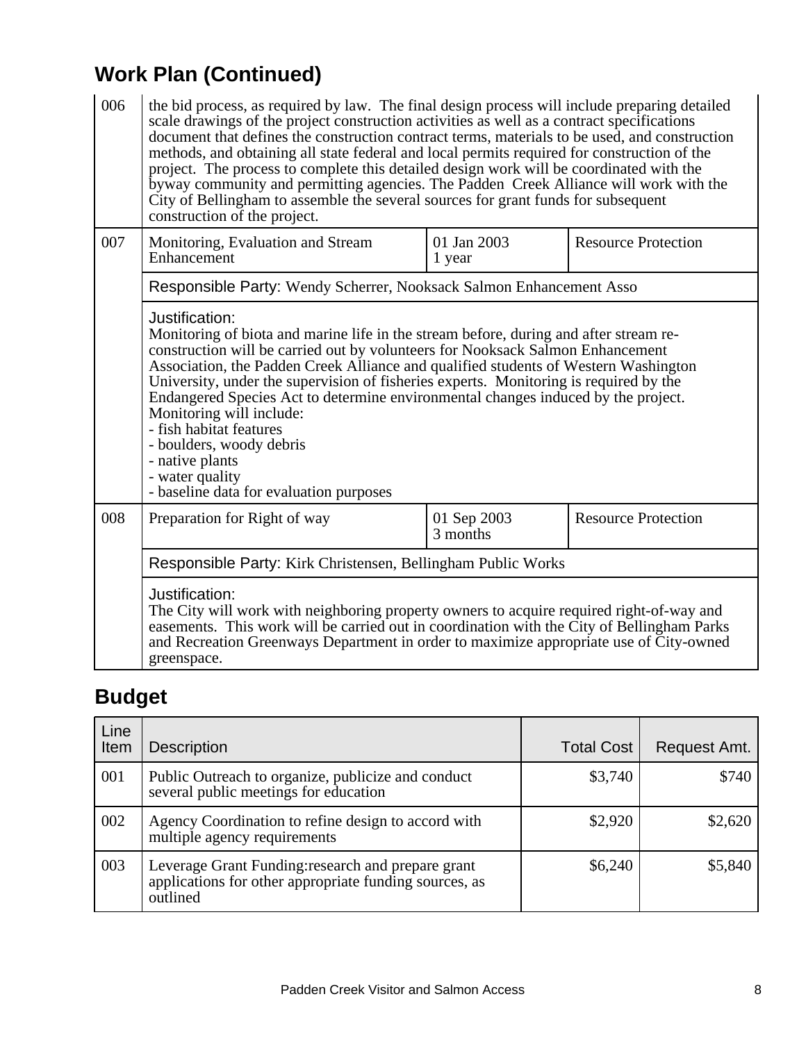## Work Plan (Continued)

| | | | |
|---|---|---|---|
| 006 | the bid process, as required by law. The final design process will include preparing detailed scale drawings of the project construction activities as well as a contract specifications document that defines the construction contract terms, materials to be used, and construction methods, and obtaining all state federal and local permits required for construction of the project. The process to complete this detailed design work will be coordinated with the byway community and permitting agencies. The Padden Creek Alliance will work with the City of Bellingham to assemble the several sources for grant funds for subsequent construction of the project. | | |
| 007 | Monitoring, Evaluation and Stream Enhancement | 01 Jan 2003<br>1 year | Resource Protection |
| | Responsible Party: Wendy Scherrer, Nooksack Salmon Enhancement Asso | | |
| | Justification:<br>Monitoring of biota and marine life in the stream before, during and after stream re-construction will be carried out by volunteers for Nooksack Salmon Enhancement Association, the Padden Creek Alliance and qualified students of Western Washington University, under the supervision of fisheries experts. Monitoring is required by the Endangered Species Act to determine environmental changes induced by the project. Monitoring will include:<br>- fish habitat features<br>- boulders, woody debris<br>- native plants<br>- water quality<br>- baseline data for evaluation purposes | | |
| 008 | Preparation for Right of way | 01 Sep 2003<br>3 months | Resource Protection |
| | Responsible Party: Kirk Christensen, Bellingham Public Works | | |
| | Justification:<br>The City will work with neighboring property owners to acquire required right-of-way and easements. This work will be carried out in coordination with the City of Bellingham Parks and Recreation Greenways Department in order to maximize appropriate use of City-owned greenspace. | | |

## Budget

| Line Item | Description | Total Cost | Request Amt. |
|---|---|---:|---:|
| 001 | Public Outreach to organize, publicize and conduct several public meetings for education | $3,740 | $740 |
| 002 | Agency Coordination to refine design to accord with multiple agency requirements | $2,920 | $2,620 |
| 003 | Leverage Grant Funding:research and prepare grant applications for other appropriate funding sources, as outlined | $6,240 | $5,840 |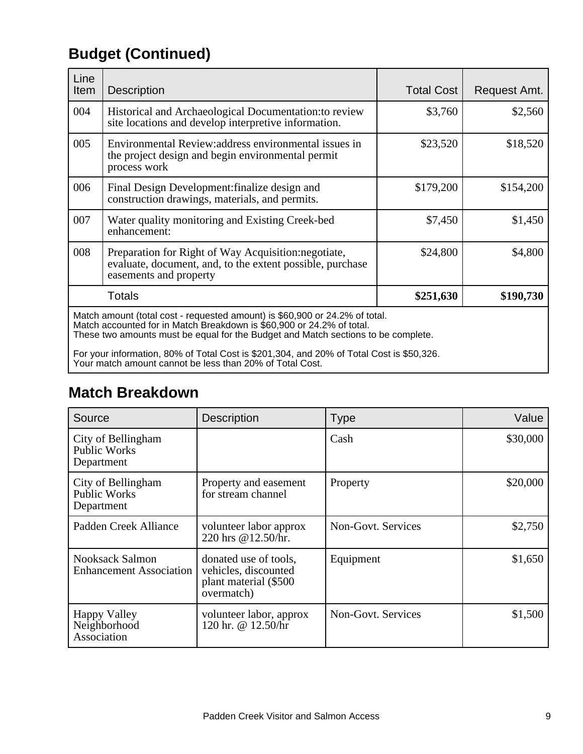## Budget (Continued)

| Line Item | Description | Total Cost | Request Amt. |
|---|---|---|---|
| 004 | Historical and Archaeological Documentation:to review site locations and develop interpretive information. | $3,760 | $2,560 |
| 005 | Environmental Review:address environmental issues in the project design and begin environmental permit process work | $23,520 | $18,520 |
| 006 | Final Design Development:finalize design and construction drawings, materials, and permits. | $179,200 | $154,200 |
| 007 | Water quality monitoring and Existing Creek-bed enhancement: | $7,450 | $1,450 |
| 008 | Preparation for Right of Way Acquisition:negotiate, evaluate, document, and, to the extent possible, purchase easements and property | $24,800 | $4,800 |
| | Totals | **$251,630** | **$190,730** |

Match amount (total cost - requested amount) is $60,900 or 24.2% of total.
Match accounted for in Match Breakdown is $60,900 or 24.2% of total.
These two amounts must be equal for the Budget and Match sections to be complete.

For your information, 80% of Total Cost is $201,304, and 20% of Total Cost is $50,326.
Your match amount cannot be less than 20% of Total Cost.

## Match Breakdown

| Source | Description | Type | Value |
|---|---|---|---|
| City of Bellingham Public Works Department | | Cash | $30,000 |
| City of Bellingham Public Works Department | Property and easement for stream channel | Property | $20,000 |
| Padden Creek Alliance | volunteer labor approx 220 hrs @12.50/hr. | Non-Govt. Services | $2,750 |
| Nooksack Salmon Enhancement Association | donated use of tools, vehicles, discounted plant material ($500 overmatch) | Equipment | $1,650 |
| Happy Valley Neighborhood Association | volunteer labor, approx 120 hr. @ 12.50/hr | Non-Govt. Services | $1,500 |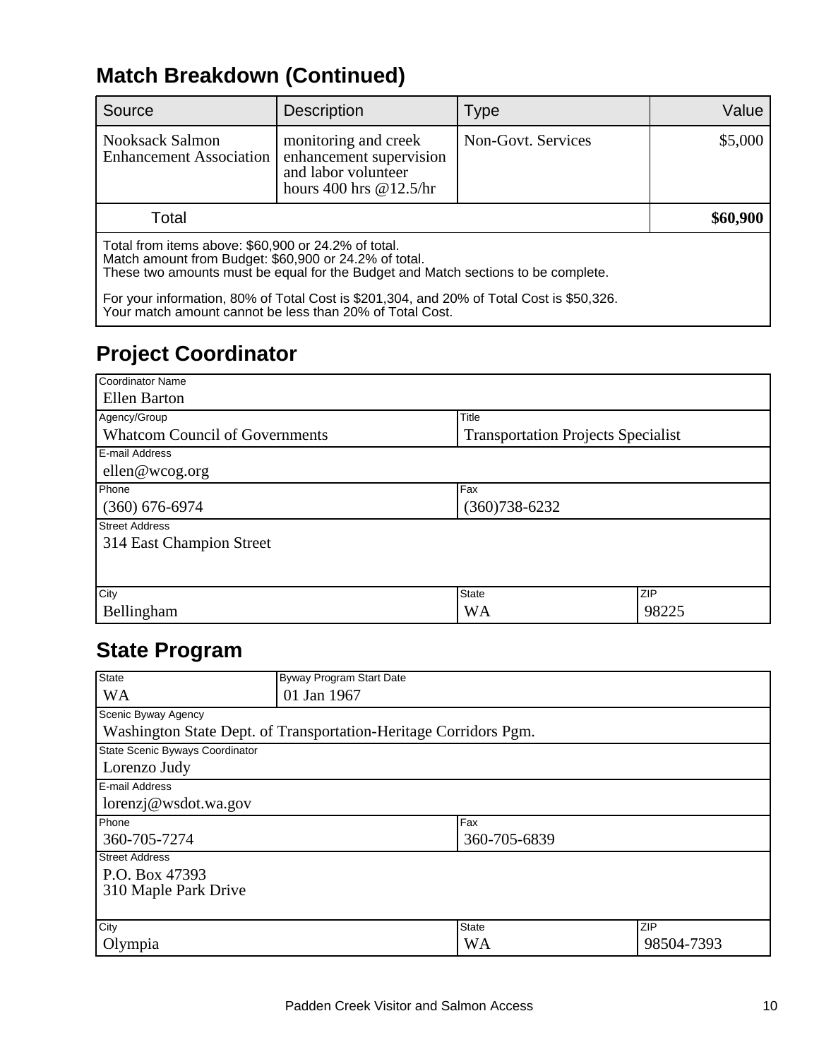## Match Breakdown (Continued)

| Source | Description | Type | Value |
|---|---|---|---|
| Nooksack Salmon Enhancement Association | monitoring and creek enhancement supervision and labor volunteer hours 400 hrs @12.5/hr | Non-Govt. Services | $5,000 |
| Total | | | **$60,900** |

Total from items above: $60,900 or 24.2% of total.
Match amount from Budget: $60,900 or 24.2% of total.
These two amounts must be equal for the Budget and Match sections to be complete.

For your information, 80% of Total Cost is $201,304, and 20% of Total Cost is $50,326.
Your match amount cannot be less than 20% of Total Cost.

## Project Coordinator

| Field | Value |
|---|---|
| Coordinator Name | Ellen Barton |
| Agency/Group | Whatcom Council of Governments |
| Title | Transportation Projects Specialist |
| E-mail Address | ellen@wcog.org |
| Phone | (360) 676-6974 |
| Fax | (360)738-6232 |
| Street Address | 314 East Champion Street |
| City | Bellingham |
| State | WA |
| ZIP | 98225 |

## State Program

| Field | Value |
|---|---|
| State | WA |
| Byway Program Start Date | 01 Jan 1967 |
| Scenic Byway Agency | Washington State Dept. of Transportation-Heritage Corridors Pgm. |
| State Scenic Byways Coordinator | Lorenzo Judy |
| E-mail Address | lorenzj@wsdot.wa.gov |
| Phone | 360-705-7274 |
| Fax | 360-705-6839 |
| Street Address | P.O. Box 47393<br>310 Maple Park Drive |
| City | Olympia |
| State | WA |
| ZIP | 98504-7393 |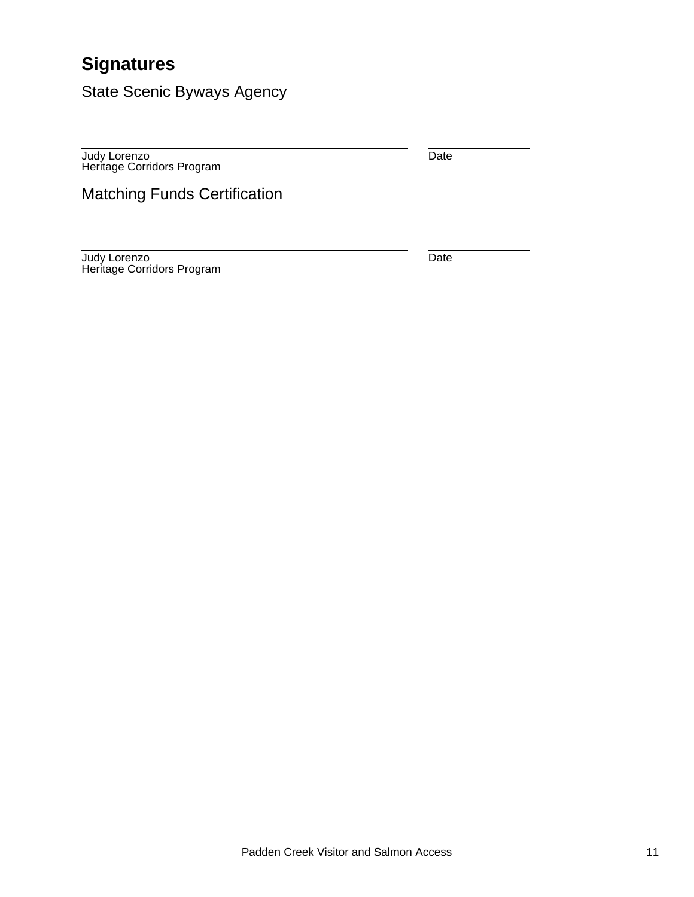## Signatures

### State Scenic Byways Agency

| ______________________________ | ____________ |
|---|---|
| Judy Lorenzo<br>Heritage Corridors Program | Date |

### Matching Funds Certification

| ______________________________ | ____________ |
|---|---|
| Judy Lorenzo<br>Heritage Corridors Program | Date |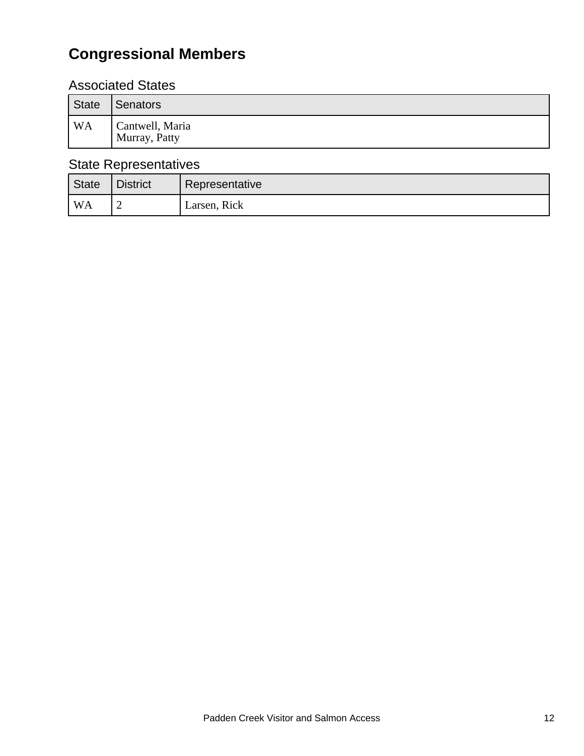## Congressional Members

### Associated States

| State | Senators |
|---|---|
| WA | Cantwell, Maria<br>Murray, Patty |

### State Representatives

| State | District | Representative |
|---|---|---|
| WA | 2 | Larsen, Rick |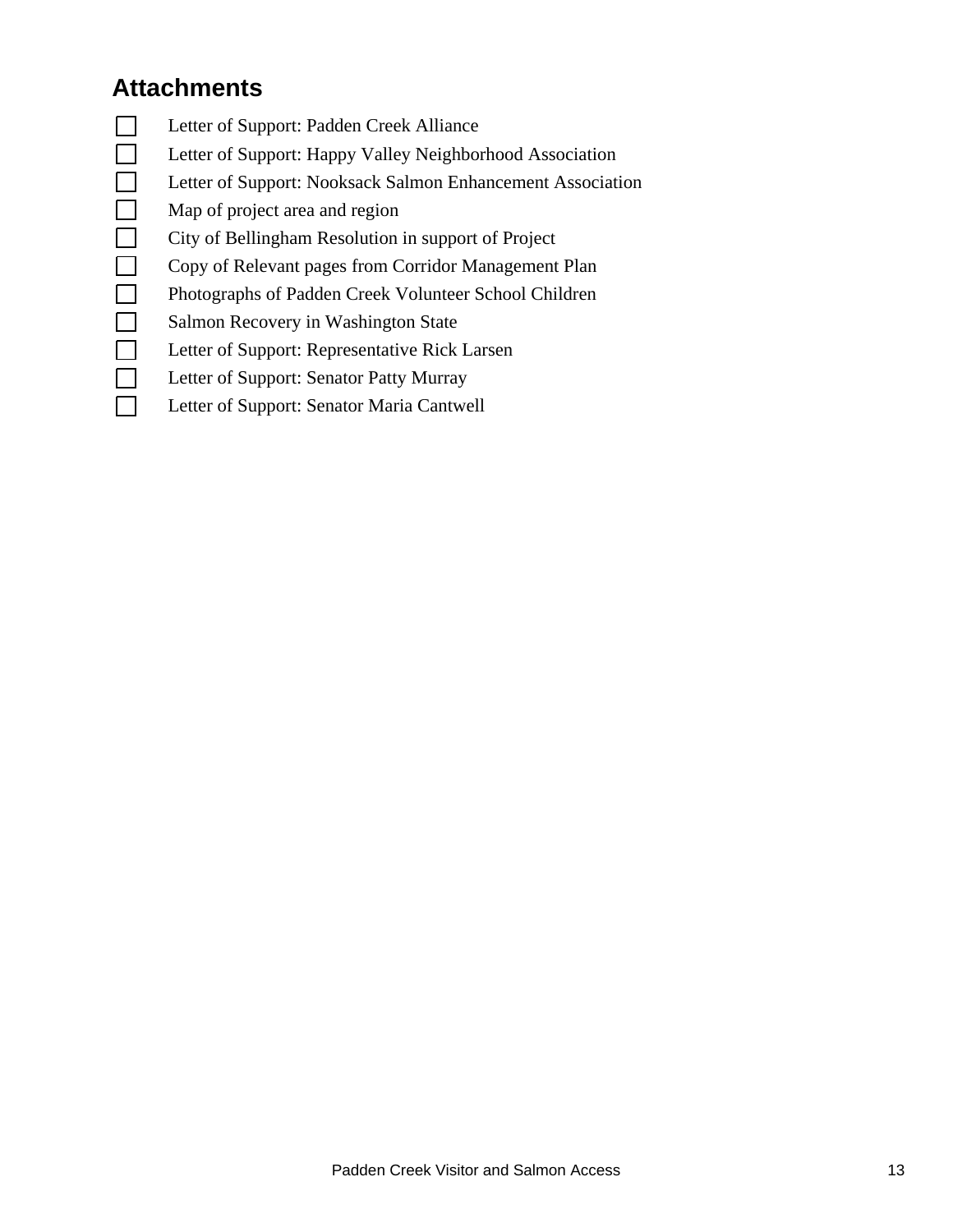## Attachments

- [ ] Letter of Support: Padden Creek Alliance
- [ ] Letter of Support: Happy Valley Neighborhood Association
- [ ] Letter of Support: Nooksack Salmon Enhancement Association
- [ ] Map of project area and region
- [ ] City of Bellingham Resolution in support of Project
- [ ] Copy of Relevant pages from Corridor Management Plan
- [ ] Photographs of Padden Creek Volunteer School Children
- [ ] Salmon Recovery in Washington State
- [ ] Letter of Support: Representative Rick Larsen
- [ ] Letter of Support: Senator Patty Murray
- [ ] Letter of Support: Senator Maria Cantwell